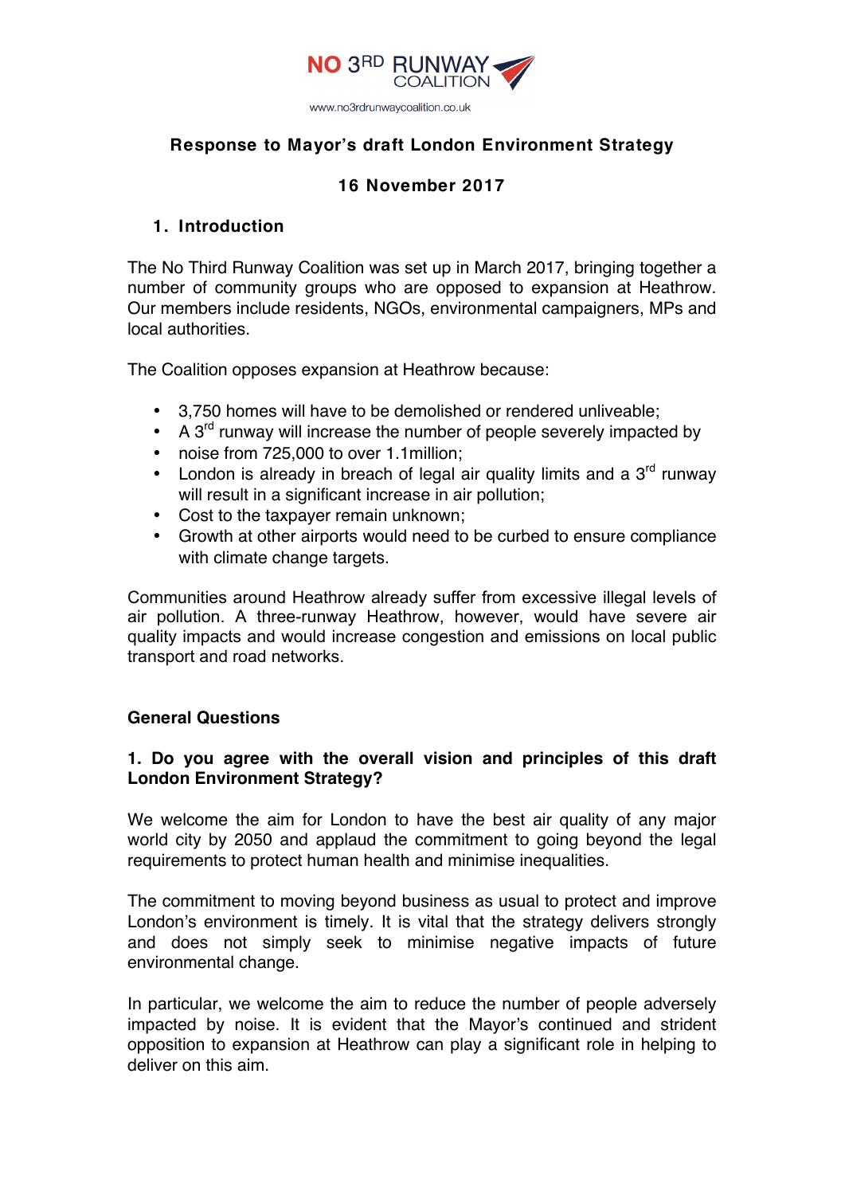NO 3RD RUNWAY COALITION

www.no3rdrunwaycoalition.co.uk

# Response to Mayor's draft London Environment Strategy

**16 November 2017**

## 1. Introduction

The No Third Runway Coalition was set up in March 2017, bringing together a number of community groups who are opposed to expansion at Heathrow. Our members include residents, NGOs, environmental campaigners, MPs and local authorities.

The Coalition opposes expansion at Heathrow because:

- 3,750 homes will have to be demolished or rendered unliveable;
- A 3rd runway will increase the number of people severely impacted by
- noise from 725,000 to over 1.1million;
- London is already in breach of legal air quality limits and a 3rd runway will result in a significant increase in air pollution;
- Cost to the taxpayer remain unknown;
- Growth at other airports would need to be curbed to ensure compliance with climate change targets.

Communities around Heathrow already suffer from excessive illegal levels of air pollution. A three-runway Heathrow, however, would have severe air quality impacts and would increase congestion and emissions on local public transport and road networks.

## General Questions

### 1. Do you agree with the overall vision and principles of this draft London Environment Strategy?

We welcome the aim for London to have the best air quality of any major world city by 2050 and applaud the commitment to going beyond the legal requirements to protect human health and minimise inequalities.

The commitment to moving beyond business as usual to protect and improve London's environment is timely. It is vital that the strategy delivers strongly and does not simply seek to minimise negative impacts of future environmental change.

In particular, we welcome the aim to reduce the number of people adversely impacted by noise. It is evident that the Mayor's continued and strident opposition to expansion at Heathrow can play a significant role in helping to deliver on this aim.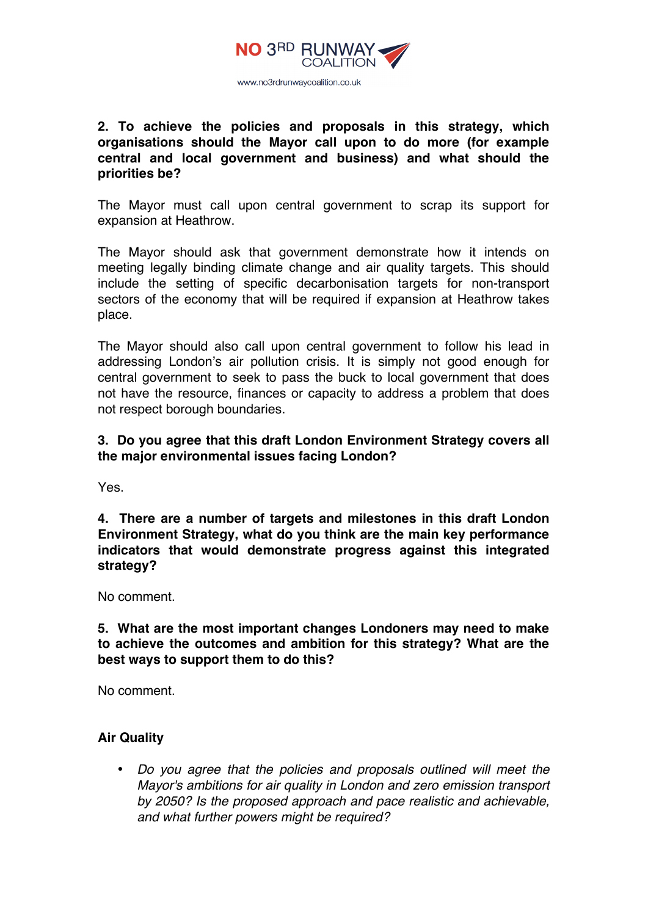**2. To achieve the policies and proposals in this strategy, which organisations should the Mayor call upon to do more (for example central and local government and business) and what should the priorities be?**

The Mayor must call upon central government to scrap its support for expansion at Heathrow.

The Mayor should ask that government demonstrate how it intends on meeting legally binding climate change and air quality targets. This should include the setting of specific decarbonisation targets for non-transport sectors of the economy that will be required if expansion at Heathrow takes place.

The Mayor should also call upon central government to follow his lead in addressing London's air pollution crisis. It is simply not good enough for central government to seek to pass the buck to local government that does not have the resource, finances or capacity to address a problem that does not respect borough boundaries.

**3. Do you agree that this draft London Environment Strategy covers all the major environmental issues facing London?**

Yes.

**4. There are a number of targets and milestones in this draft London Environment Strategy, what do you think are the main key performance indicators that would demonstrate progress against this integrated strategy?**

No comment.

**5. What are the most important changes Londoners may need to make to achieve the outcomes and ambition for this strategy? What are the best ways to support them to do this?**

No comment.

**Air Quality**

- *Do you agree that the policies and proposals outlined will meet the Mayor's ambitions for air quality in London and zero emission transport by 2050? Is the proposed approach and pace realistic and achievable, and what further powers might be required?*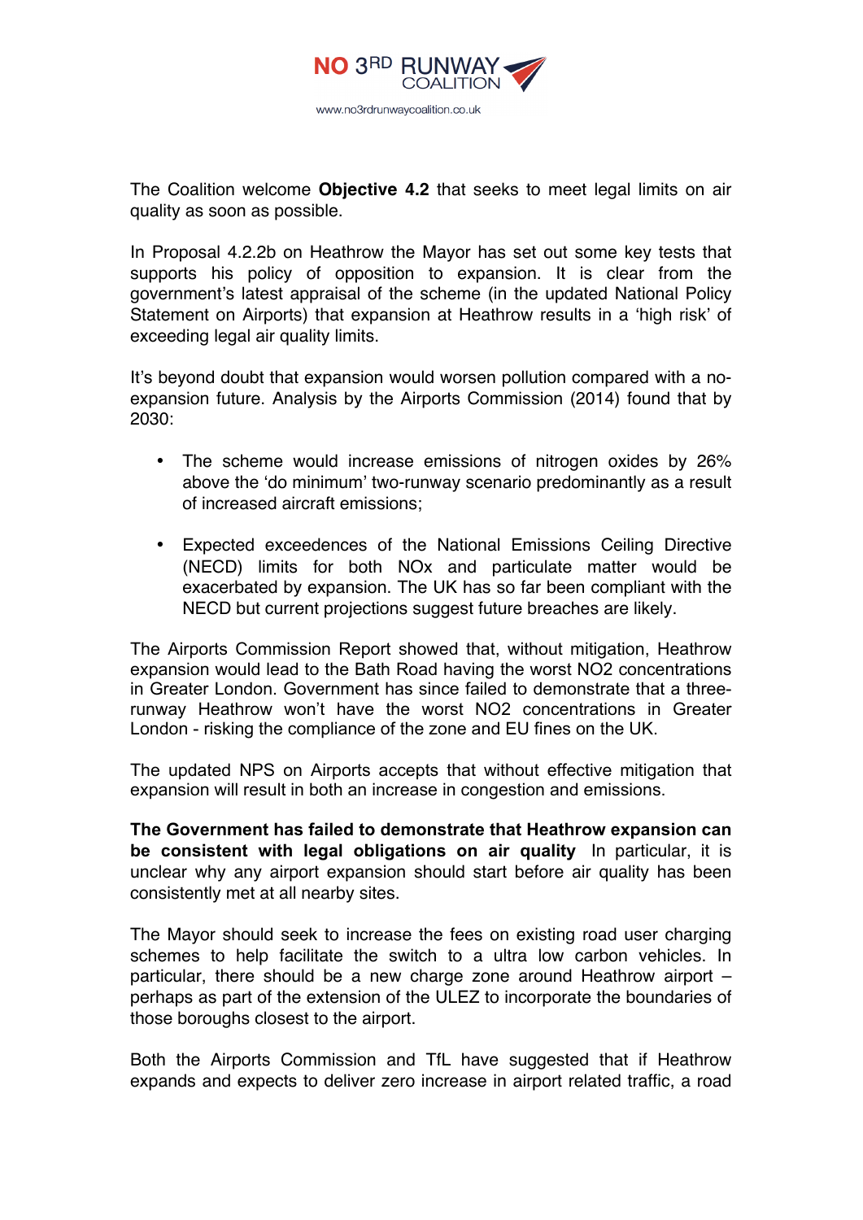The Coalition welcome **Objective 4.2** that seeks to meet legal limits on air quality as soon as possible.

In Proposal 4.2.2b on Heathrow the Mayor has set out some key tests that supports his policy of opposition to expansion. It is clear from the government's latest appraisal of the scheme (in the updated National Policy Statement on Airports) that expansion at Heathrow results in a 'high risk' of exceeding legal air quality limits.

It's beyond doubt that expansion would worsen pollution compared with a no-expansion future. Analysis by the Airports Commission (2014) found that by 2030:

- The scheme would increase emissions of nitrogen oxides by 26% above the 'do minimum' two-runway scenario predominantly as a result of increased aircraft emissions;
- Expected exceedences of the National Emissions Ceiling Directive (NECD) limits for both NOx and particulate matter would be exacerbated by expansion. The UK has so far been compliant with the NECD but current projections suggest future breaches are likely.

The Airports Commission Report showed that, without mitigation, Heathrow expansion would lead to the Bath Road having the worst $NO_2$ concentrations in Greater London. Government has since failed to demonstrate that a three-runway Heathrow won't have the worst $NO_2$ concentrations in Greater London - risking the compliance of the zone and EU fines on the UK.

The updated NPS on Airports accepts that without effective mitigation that expansion will result in both an increase in congestion and emissions.

**The Government has failed to demonstrate that Heathrow expansion can be consistent with legal obligations on air quality** In particular, it is unclear why any airport expansion should start before air quality has been consistently met at all nearby sites.

The Mayor should seek to increase the fees on existing road user charging schemes to help facilitate the switch to a ultra low carbon vehicles. In particular, there should be a new charge zone around Heathrow airport – perhaps as part of the extension of the ULEZ to incorporate the boundaries of those boroughs closest to the airport.

Both the Airports Commission and TfL have suggested that if Heathrow expands and expects to deliver zero increase in airport related traffic, a road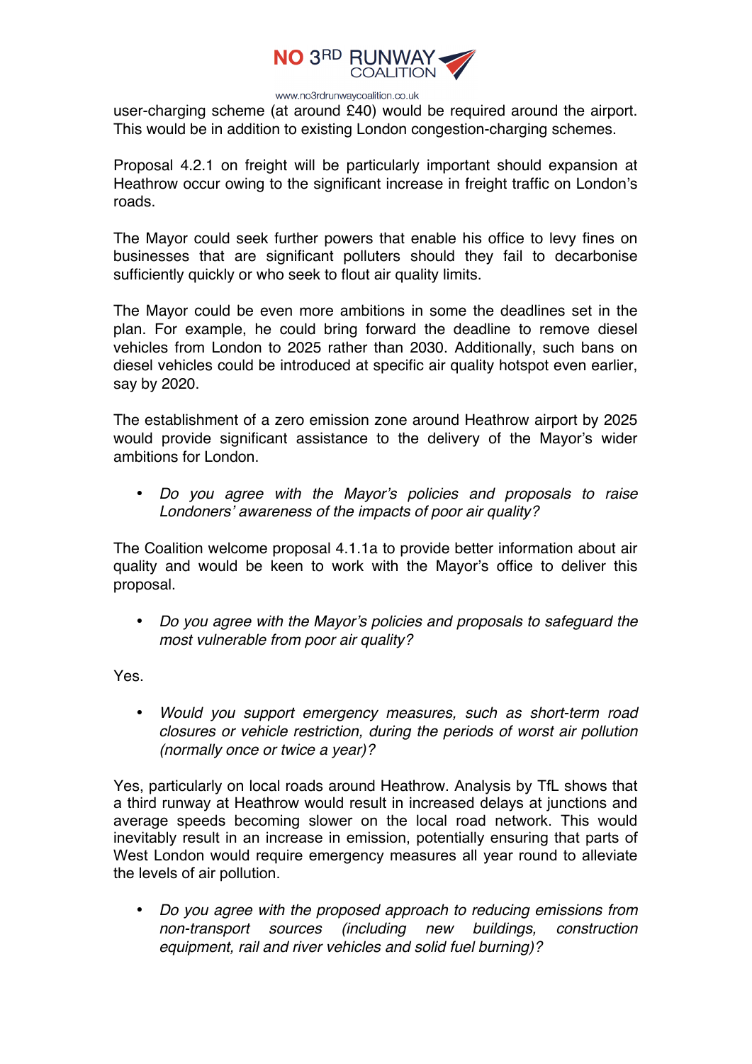user-charging scheme (at around £40) would be required around the airport. This would be in addition to existing London congestion-charging schemes.

Proposal 4.2.1 on freight will be particularly important should expansion at Heathrow occur owing to the significant increase in freight traffic on London's roads.

The Mayor could seek further powers that enable his office to levy fines on businesses that are significant polluters should they fail to decarbonise sufficiently quickly or who seek to flout air quality limits.

The Mayor could be even more ambitions in some the deadlines set in the plan. For example, he could bring forward the deadline to remove diesel vehicles from London to 2025 rather than 2030. Additionally, such bans on diesel vehicles could be introduced at specific air quality hotspot even earlier, say by 2020.

The establishment of a zero emission zone around Heathrow airport by 2025 would provide significant assistance to the delivery of the Mayor's wider ambitions for London.

- *Do you agree with the Mayor's policies and proposals to raise Londoners' awareness of the impacts of poor air quality?*

The Coalition welcome proposal 4.1.1a to provide better information about air quality and would be keen to work with the Mayor's office to deliver this proposal.

- *Do you agree with the Mayor's policies and proposals to safeguard the most vulnerable from poor air quality?*

Yes.

- *Would you support emergency measures, such as short-term road closures or vehicle restriction, during the periods of worst air pollution (normally once or twice a year)?*

Yes, particularly on local roads around Heathrow. Analysis by TfL shows that a third runway at Heathrow would result in increased delays at junctions and average speeds becoming slower on the local road network. This would inevitably result in an increase in emission, potentially ensuring that parts of West London would require emergency measures all year round to alleviate the levels of air pollution.

- *Do you agree with the proposed approach to reducing emissions from non-transport sources (including new buildings, construction equipment, rail and river vehicles and solid fuel burning)?*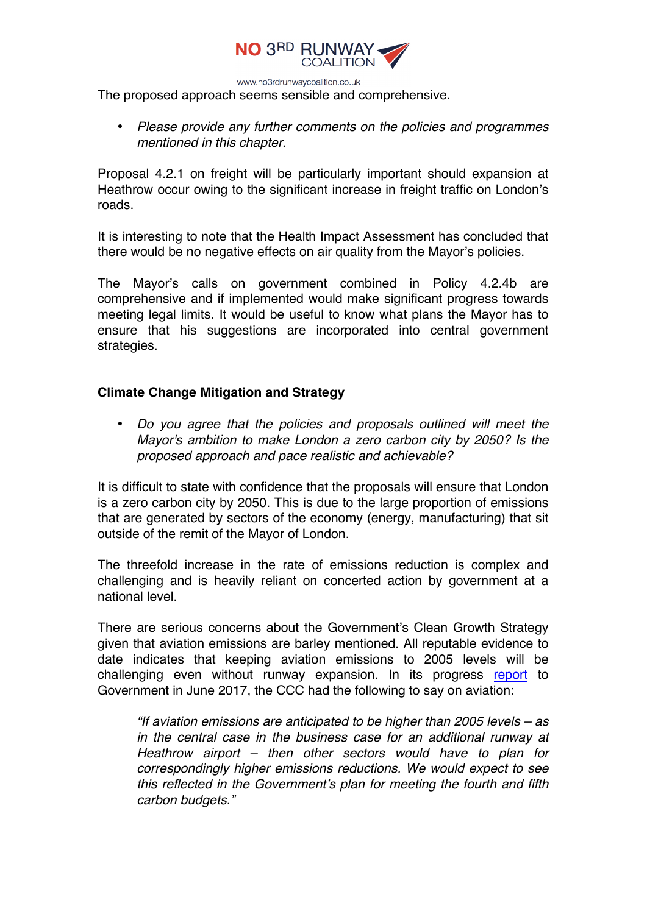The proposed approach seems sensible and comprehensive.

- *Please provide any further comments on the policies and programmes mentioned in this chapter.*

Proposal 4.2.1 on freight will be particularly important should expansion at Heathrow occur owing to the significant increase in freight traffic on London's roads.

It is interesting to note that the Health Impact Assessment has concluded that there would be no negative effects on air quality from the Mayor's policies.

The Mayor's calls on government combined in Policy 4.2.4b are comprehensive and if implemented would make significant progress towards meeting legal limits. It would be useful to know what plans the Mayor has to ensure that his suggestions are incorporated into central government strategies.

**Climate Change Mitigation and Strategy**

- *Do you agree that the policies and proposals outlined will meet the Mayor's ambition to make London a zero carbon city by 2050? Is the proposed approach and pace realistic and achievable?*

It is difficult to state with confidence that the proposals will ensure that London is a zero carbon city by 2050. This is due to the large proportion of emissions that are generated by sectors of the economy (energy, manufacturing) that sit outside of the remit of the Mayor of London.

The threefold increase in the rate of emissions reduction is complex and challenging and is heavily reliant on concerted action by government at a national level.

There are serious concerns about the Government's Clean Growth Strategy given that aviation emissions are barley mentioned. All reputable evidence to date indicates that keeping aviation emissions to 2005 levels will be challenging even without runway expansion. In its progress report to Government in June 2017, the CCC had the following to say on aviation:

> *"If aviation emissions are anticipated to be higher than 2005 levels – as in the central case in the business case for an additional runway at Heathrow airport – then other sectors would have to plan for correspondingly higher emissions reductions. We would expect to see this reflected in the Government's plan for meeting the fourth and fifth carbon budgets."*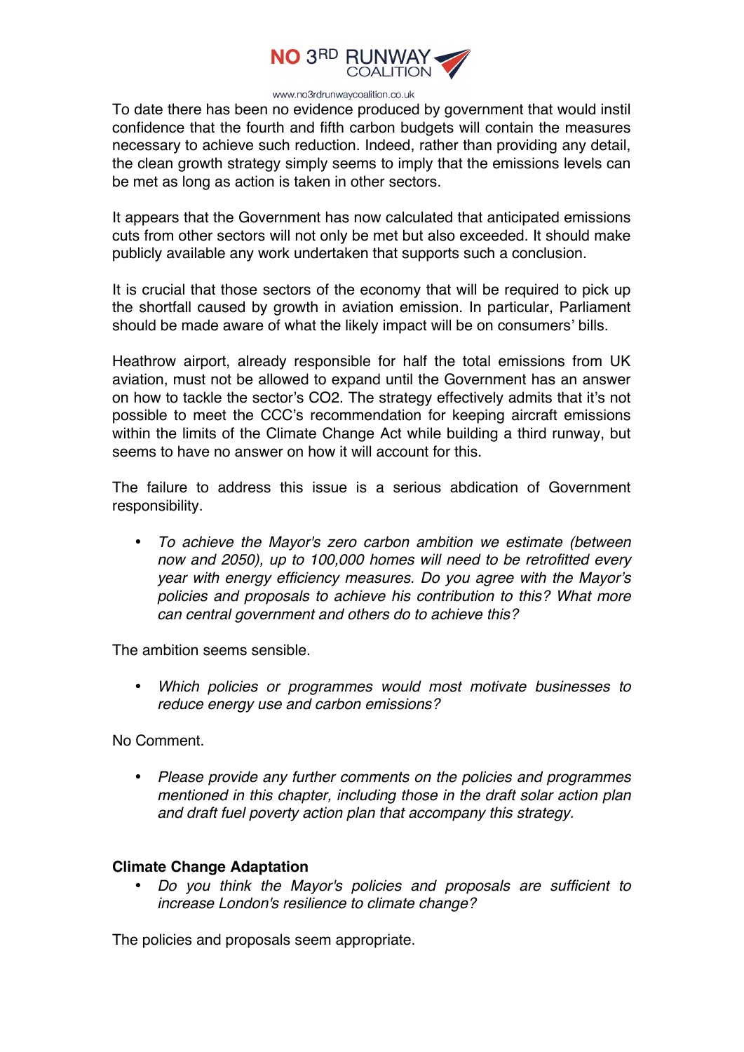To date there has been no evidence produced by government that would instil confidence that the fourth and fifth carbon budgets will contain the measures necessary to achieve such reduction. Indeed, rather than providing any detail, the clean growth strategy simply seems to imply that the emissions levels can be met as long as action is taken in other sectors.

It appears that the Government has now calculated that anticipated emissions cuts from other sectors will not only be met but also exceeded. It should make publicly available any work undertaken that supports such a conclusion.

It is crucial that those sectors of the economy that will be required to pick up the shortfall caused by growth in aviation emission. In particular, Parliament should be made aware of what the likely impact will be on consumers' bills.

Heathrow airport, already responsible for half the total emissions from UK aviation, must not be allowed to expand until the Government has an answer on how to tackle the sector's $CO_2$. The strategy effectively admits that it's not possible to meet the CCC's recommendation for keeping aircraft emissions within the limits of the Climate Change Act while building a third runway, but seems to have no answer on how it will account for this.

The failure to address this issue is a serious abdication of Government responsibility.

- *To achieve the Mayor's zero carbon ambition we estimate (between now and 2050), up to 100,000 homes will need to be retrofitted every year with energy efficiency measures. Do you agree with the Mayor's policies and proposals to achieve his contribution to this? What more can central government and others do to achieve this?*

The ambition seems sensible.

- *Which policies or programmes would most motivate businesses to reduce energy use and carbon emissions?*

No Comment.

- *Please provide any further comments on the policies and programmes mentioned in this chapter, including those in the draft solar action plan and draft fuel poverty action plan that accompany this strategy.*

**Climate Change Adaptation**

- *Do you think the Mayor's policies and proposals are sufficient to increase London's resilience to climate change?*

The policies and proposals seem appropriate.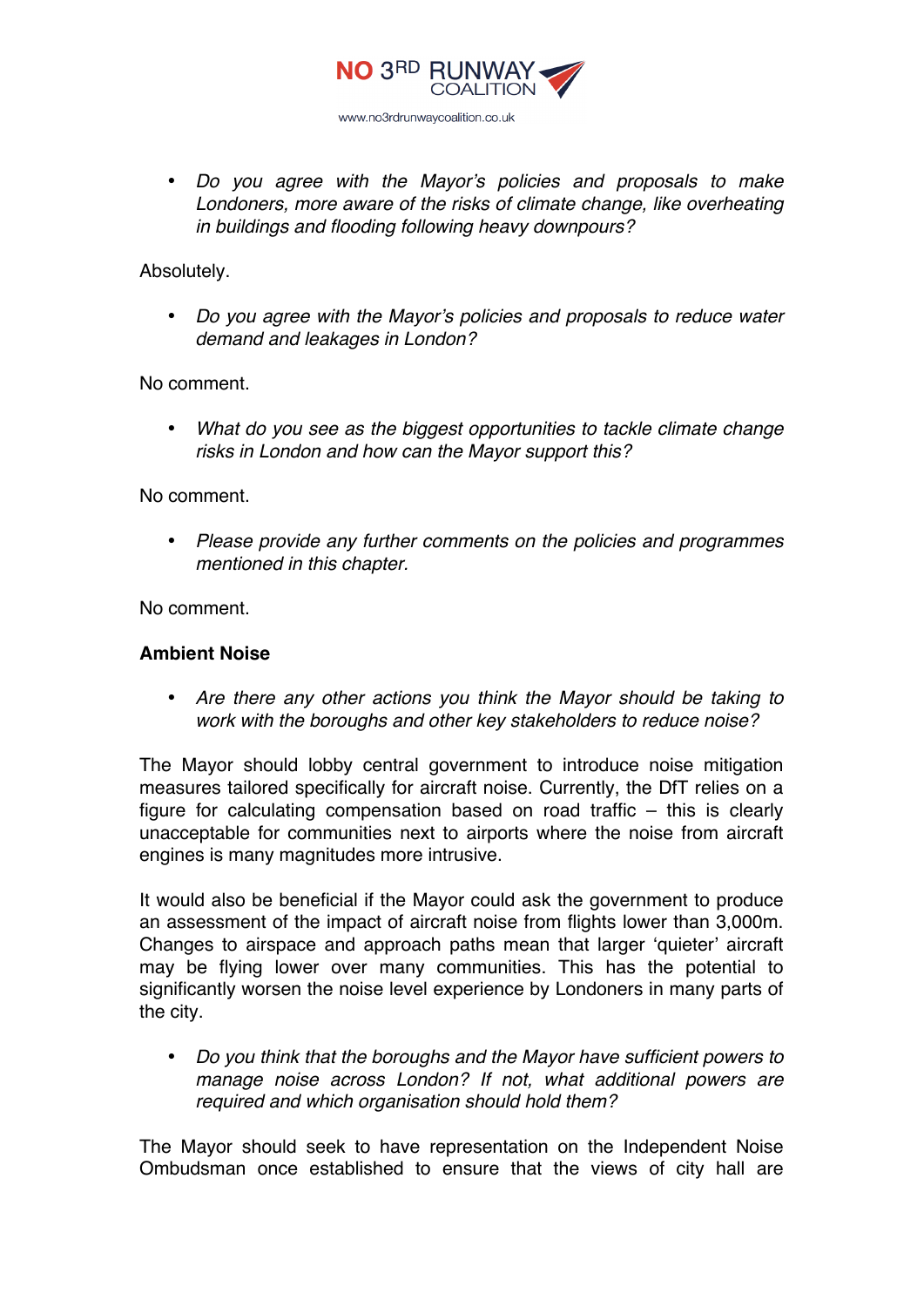- *Do you agree with the Mayor's policies and proposals to make Londoners, more aware of the risks of climate change, like overheating in buildings and flooding following heavy downpours?*

Absolutely.

- *Do you agree with the Mayor's policies and proposals to reduce water demand and leakages in London?*

No comment.

- *What do you see as the biggest opportunities to tackle climate change risks in London and how can the Mayor support this?*

No comment.

- *Please provide any further comments on the policies and programmes mentioned in this chapter.*

No comment.

**Ambient Noise**

- *Are there any other actions you think the Mayor should be taking to work with the boroughs and other key stakeholders to reduce noise?*

The Mayor should lobby central government to introduce noise mitigation measures tailored specifically for aircraft noise. Currently, the DfT relies on a figure for calculating compensation based on road traffic – this is clearly unacceptable for communities next to airports where the noise from aircraft engines is many magnitudes more intrusive.

It would also be beneficial if the Mayor could ask the government to produce an assessment of the impact of aircraft noise from flights lower than 3,000m. Changes to airspace and approach paths mean that larger 'quieter' aircraft may be flying lower over many communities. This has the potential to significantly worsen the noise level experience by Londoners in many parts of the city.

- *Do you think that the boroughs and the Mayor have sufficient powers to manage noise across London? If not, what additional powers are required and which organisation should hold them?*

The Mayor should seek to have representation on the Independent Noise Ombudsman once established to ensure that the views of city hall are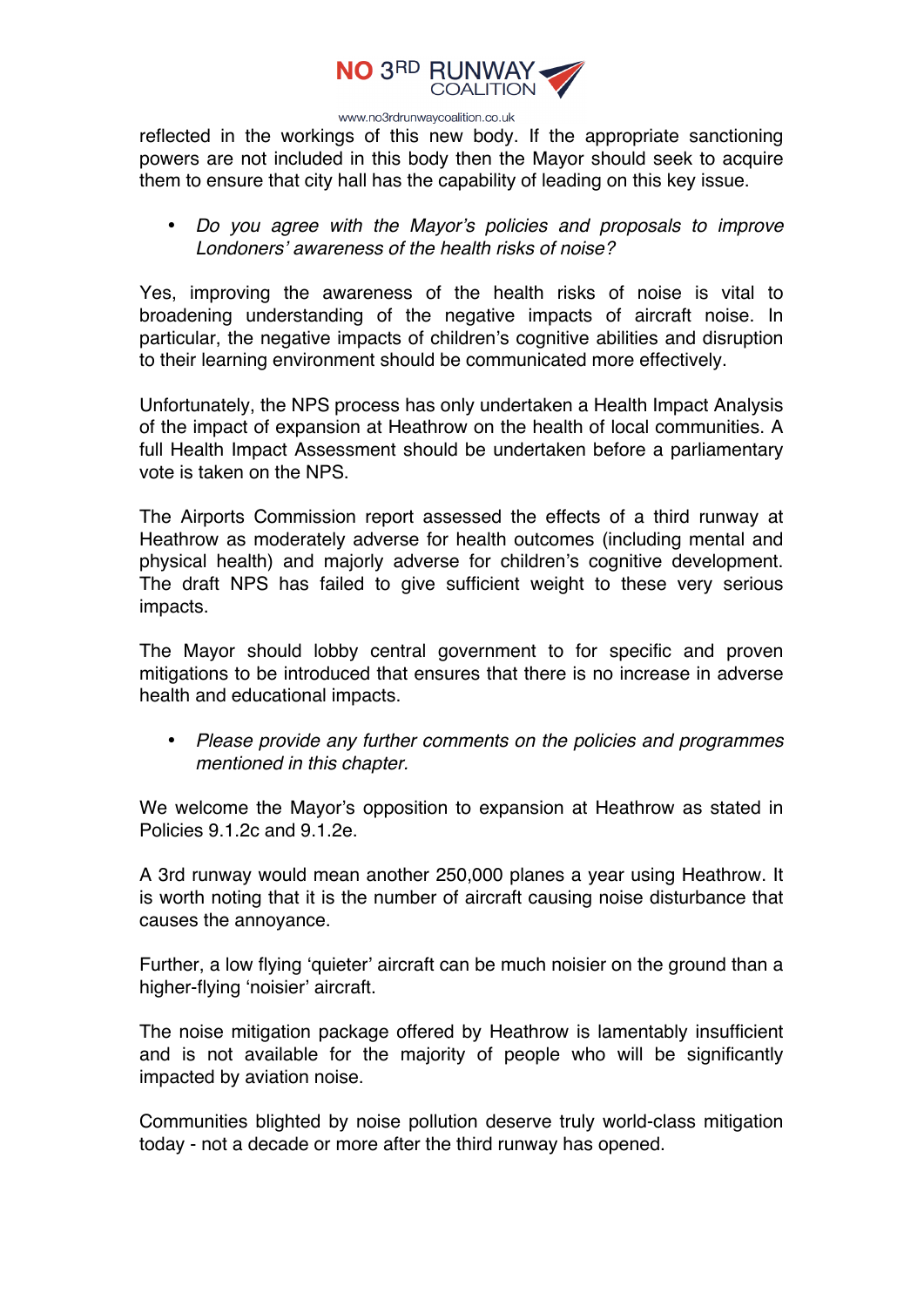reflected in the workings of this new body. If the appropriate sanctioning powers are not included in this body then the Mayor should seek to acquire them to ensure that city hall has the capability of leading on this key issue.

- *Do you agree with the Mayor's policies and proposals to improve Londoners' awareness of the health risks of noise?*

Yes, improving the awareness of the health risks of noise is vital to broadening understanding of the negative impacts of aircraft noise. In particular, the negative impacts of children's cognitive abilities and disruption to their learning environment should be communicated more effectively.

Unfortunately, the NPS process has only undertaken a Health Impact Analysis of the impact of expansion at Heathrow on the health of local communities. A full Health Impact Assessment should be undertaken before a parliamentary vote is taken on the NPS.

The Airports Commission report assessed the effects of a third runway at Heathrow as moderately adverse for health outcomes (including mental and physical health) and majorly adverse for children's cognitive development. The draft NPS has failed to give sufficient weight to these very serious impacts.

The Mayor should lobby central government to for specific and proven mitigations to be introduced that ensures that there is no increase in adverse health and educational impacts.

- *Please provide any further comments on the policies and programmes mentioned in this chapter.*

We welcome the Mayor's opposition to expansion at Heathrow as stated in Policies 9.1.2c and 9.1.2e.

A 3rd runway would mean another 250,000 planes a year using Heathrow. It is worth noting that it is the number of aircraft causing noise disturbance that causes the annoyance.

Further, a low flying 'quieter' aircraft can be much noisier on the ground than a higher-flying 'noisier' aircraft.

The noise mitigation package offered by Heathrow is lamentably insufficient and is not available for the majority of people who will be significantly impacted by aviation noise.

Communities blighted by noise pollution deserve truly world-class mitigation today - not a decade or more after the third runway has opened.